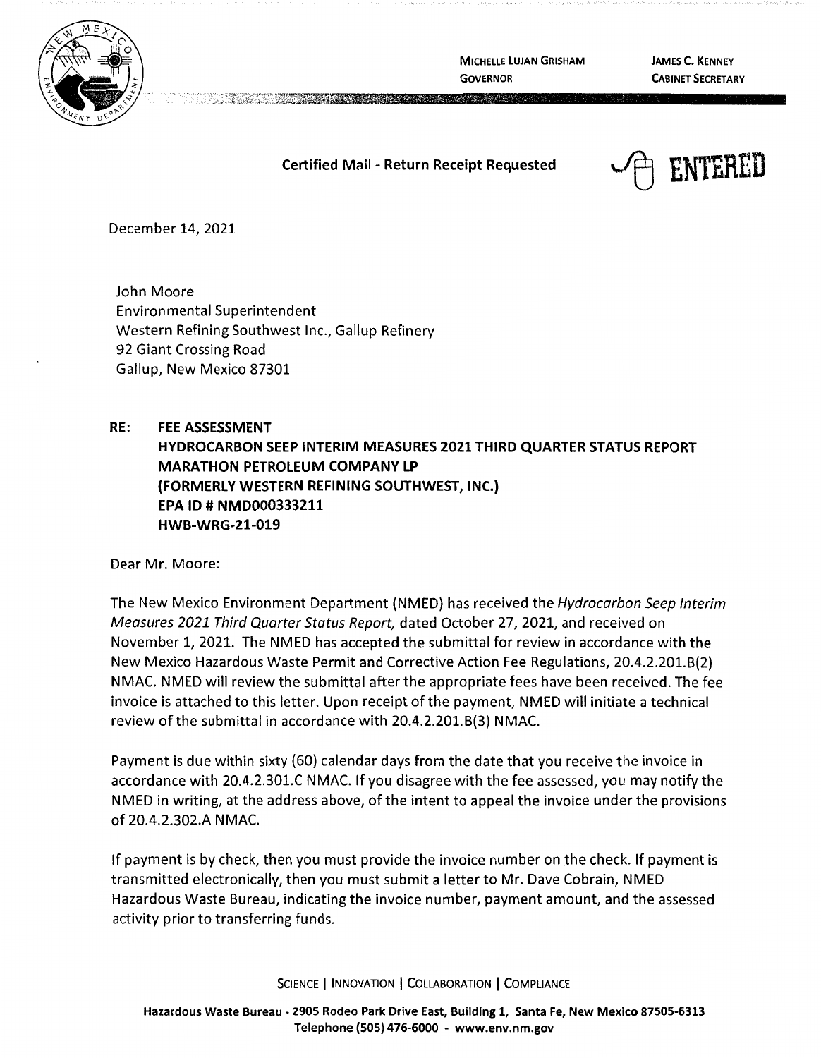MICHELLE LUJAN GRISHAM
GOVERNOR

JAMES C. KENNEY
CABINET SECRETARY

**Certified Mail - Return Receipt Requested**

ENTERED

December 14, 2021

John Moore
Environmental Superintendent
Western Refining Southwest Inc., Gallup Refinery
92 Giant Crossing Road
Gallup, New Mexico 87301

**RE: FEE ASSESSMENT
HYDROCARBON SEEP INTERIM MEASURES 2021 THIRD QUARTER STATUS REPORT
MARATHON PETROLEUM COMPANY LP
(FORMERLY WESTERN REFINING SOUTHWEST, INC.)
EPA ID # NMD000333211
HWB-WRG-21-019**

Dear Mr. Moore:

The New Mexico Environment Department (NMED) has received the *Hydrocarbon Seep Interim Measures 2021 Third Quarter Status Report*, dated October 27, 2021, and received on November 1, 2021. The NMED has accepted the submittal for review in accordance with the New Mexico Hazardous Waste Permit and Corrective Action Fee Regulations, 20.4.2.201.B(2) NMAC. NMED will review the submittal after the appropriate fees have been received. The fee invoice is attached to this letter. Upon receipt of the payment, NMED will initiate a technical review of the submittal in accordance with 20.4.2.201.B(3) NMAC.

Payment is due within sixty (60) calendar days from the date that you receive the invoice in accordance with 20.4.2.301.C NMAC. If you disagree with the fee assessed, you may notify the NMED in writing, at the address above, of the intent to appeal the invoice under the provisions of 20.4.2.302.A NMAC.

If payment is by check, then you must provide the invoice number on the check. If payment is transmitted electronically, then you must submit a letter to Mr. Dave Cobrain, NMED Hazardous Waste Bureau, indicating the invoice number, payment amount, and the assessed activity prior to transferring funds.

SCIENCE | INNOVATION | COLLABORATION | COMPLIANCE

**Hazardous Waste Bureau - 2905 Rodeo Park Drive East, Building 1, Santa Fe, New Mexico 87505-6313
Telephone (505) 476-6000 - www.env.nm.gov**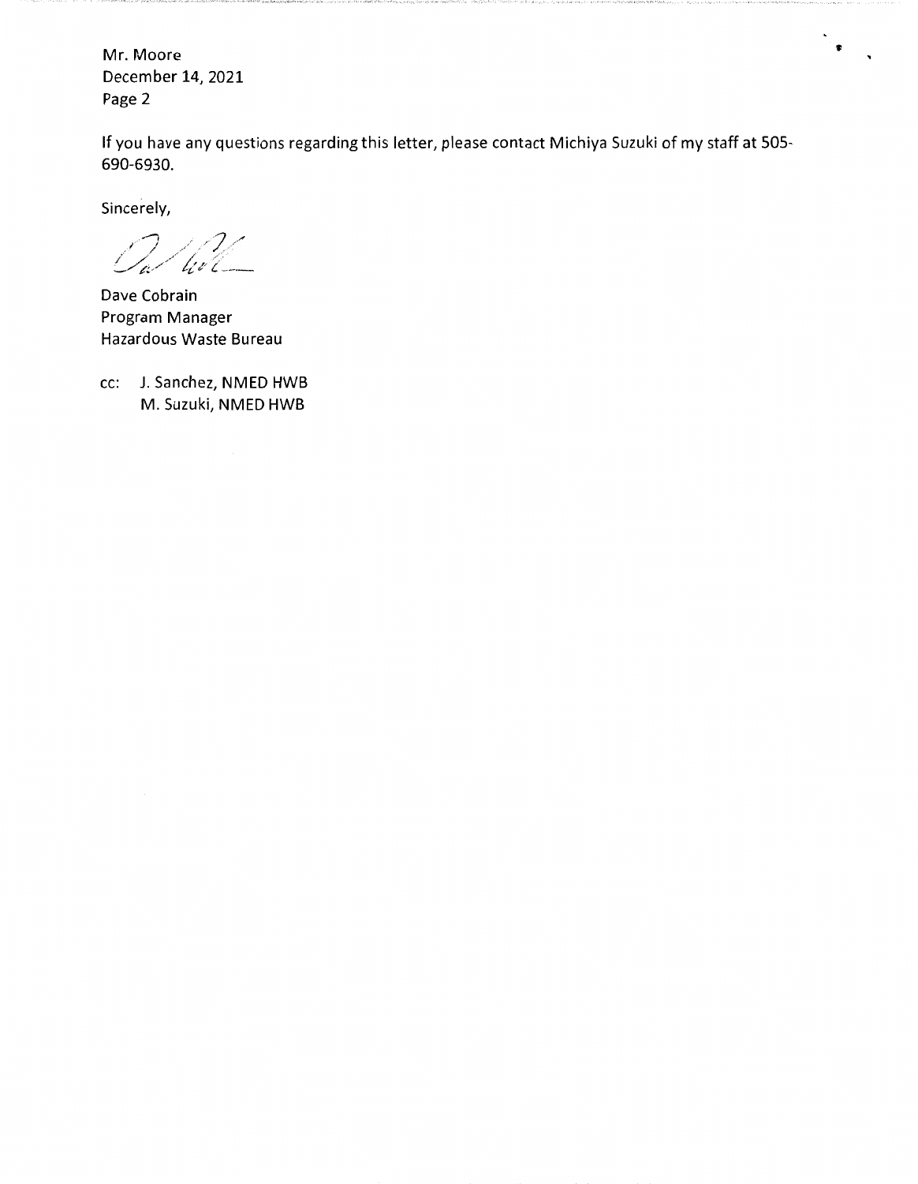If you have any questions regarding this letter, please contact Michiya Suzuki of my staff at 505-690-6930.

Sincerely,

Dave Cobrain
Program Manager
Hazardous Waste Bureau

cc: J. Sanchez, NMED HWB
M. Suzuki, NMED HWB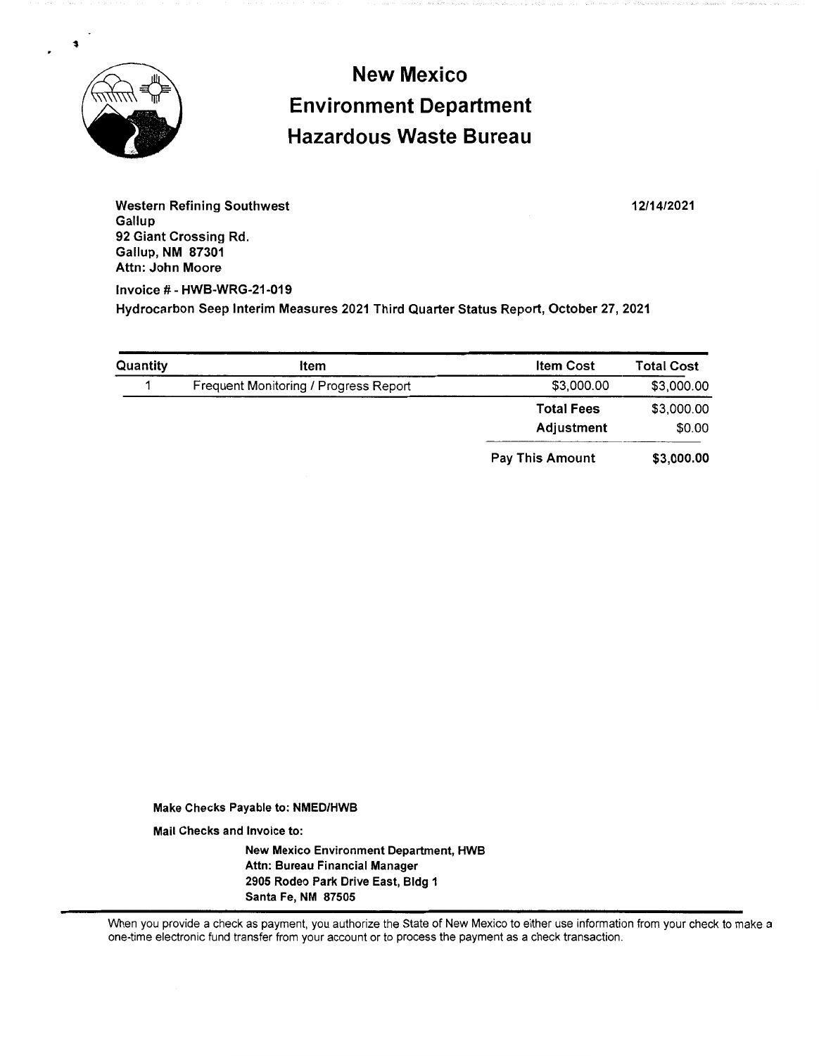# New Mexico Environment Department Hazardous Waste Bureau

**Western Refining Southwest**
**Gallup**
**92 Giant Crossing Rd.**
**Gallup, NM 87301**
**Attn: John Moore**

**12/14/2021**

**Invoice # - HWB-WRG-21-019**

**Hydrocarbon Seep Interim Measures 2021 Third Quarter Status Report, October 27, 2021**

| Quantity | Item | Item Cost | Total Cost |
|---|---|---|---|
| 1 | Frequent Monitoring / Progress Report | $3,000.00 | $3,000.00 |
| | | **Total Fees** | $3,000.00 |
| | | **Adjustment** | $0.00 |
| | | **Pay This Amount** | **$3,000.00** |

**Make Checks Payable to: NMED/HWB**

**Mail Checks and Invoice to:**

**New Mexico Environment Department, HWB**
**Attn: Bureau Financial Manager**
**2905 Rodeo Park Drive East, Bldg 1**
**Santa Fe, NM 87505**

When you provide a check as payment, you authorize the State of New Mexico to either use information from your check to make a one-time electronic fund transfer from your account or to process the payment as a check transaction.